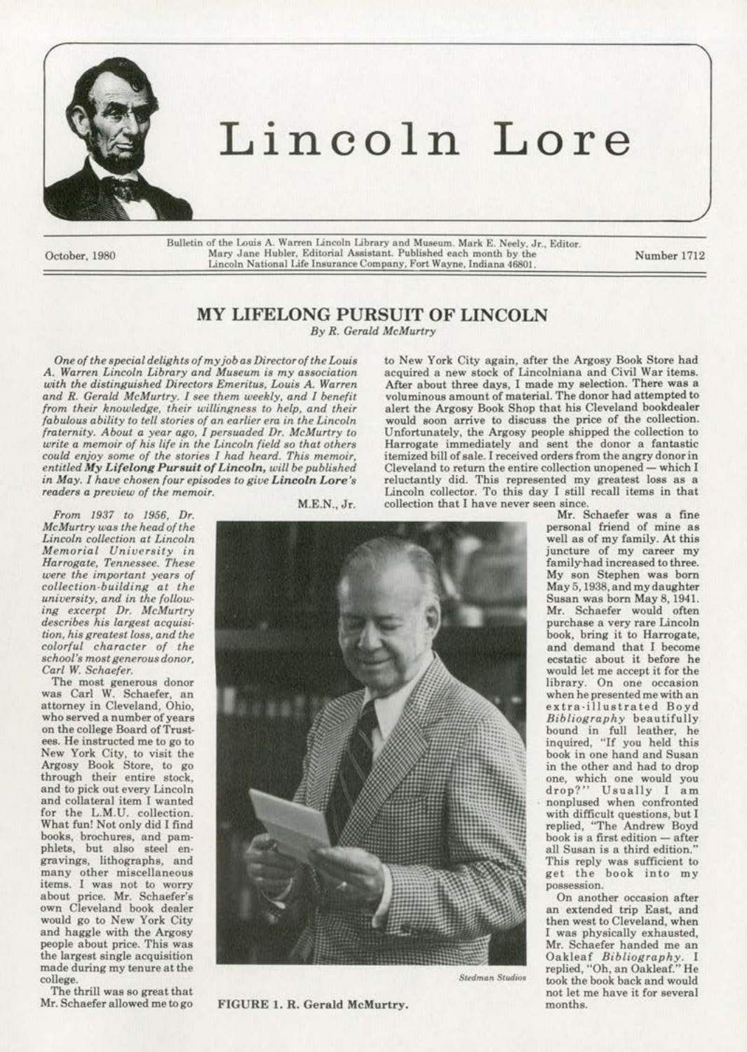# Lincoln Lore

October, 1980

Bulletin of the Louis A. Warren Lincoln Library and Museum. Mark E. Neely, Jr., Editor. Mary Jane Hubler, Editorial Assistant. Published each month by the Lincoln National Life Insurance Company, Fort Wayne, Indiana 46801.

Number 1712

## MY LIFELONG PURSUIT OF LINCOLN

*By R. Gerald McMurtry*

*One of the special delights of my job as Director of the Louis A. Warren Lincoln Library and Museum is my association with the distinguished Directors Emeritus, Louis A. Warren and R. Gerald McMurtry. I see them weekly, and I benefit from their knowledge, their willingness to help, and their fabulous ability to tell stories of an earlier era in the Lincoln fraternity. About a year ago, I persuaded Dr. McMurtry to write a memoir of his life in the Lincoln field so that others could enjoy some of the stories I had heard. This memoir, entitled **My Lifelong Pursuit of Lincoln**, will be published in May. I have chosen four episodes to give **Lincoln Lore**'s readers a preview of the memoir.*

M.E.N., Jr.

*From 1937 to 1956, Dr. McMurtry was the head of the Lincoln collection at Lincoln Memorial University in Harrogate, Tennessee. These were the important years of collection-building at the university, and in the following excerpt Dr. McMurtry describes his largest acquisition, his greatest loss, and the colorful character of the school's most generous donor, Carl W. Schaefer.*

The most generous donor was Carl W. Schaefer, an attorney in Cleveland, Ohio, who served a number of years on the college Board of Trustees. He instructed me to go to New York City, to visit the Argosy Book Store, to go through their entire stock, and to pick out every Lincoln and collateral item I wanted for the L.M.U. collection. What fun! Not only did I find books, brochures, and pamphlets, but also steel engravings, lithographs, and many other miscellaneous items. I was not to worry about price. Mr. Schaefer's own Cleveland book dealer would go to New York City and haggle with the Argosy people about price. This was the largest single acquisition made during my tenure at the college.

The thrill was so great that Mr. Schaefer allowed me to go to New York City again, after the Argosy Book Store had acquired a new stock of Lincolniana and Civil War items. After about three days, I made my selection. There was a voluminous amount of material. The donor had attempted to alert the Argosy Book Shop that his Cleveland bookdealer would soon arrive to discuss the price of the collection. Unfortunately, the Argosy people shipped the collection to Harrogate immediately and sent the donor a fantastic itemized bill of sale. I received orders from the angry donor in Cleveland to return the entire collection unopened — which I reluctantly did. This represented my greatest loss as a Lincoln collector. To this day I still recall items in that collection that I have never seen since.

Mr. Schaefer was a fine personal friend of mine as well as of my family. At this juncture of my career my family had increased to three. My son Stephen was born May 5, 1938, and my daughter Susan was born May 8, 1941. Mr. Schaefer would often purchase a very rare Lincoln book, bring it to Harrogate, and demand that I become ecstatic about it before he would let me accept it for the library. On one occasion when he presented me with an extra-illustrated Boyd *Bibliography* beautifully bound in full leather, he inquired, "If you held this book in one hand and Susan in the other and had to drop one, which one would you drop?" Usually I am nonplused when confronted with difficult questions, but I replied, "The Andrew Boyd book is a first edition — after all Susan is a third edition." This reply was sufficient to get the book into my possession.

On another occasion after an extended trip East, and then west to Cleveland, when I was physically exhausted, Mr. Schaefer handed me an Oakleaf *Bibliography*. I replied, "Oh, an Oakleaf." He took the book back and would not let me have it for several months.

*Stedman Studios*

FIGURE 1. R. Gerald McMurtry.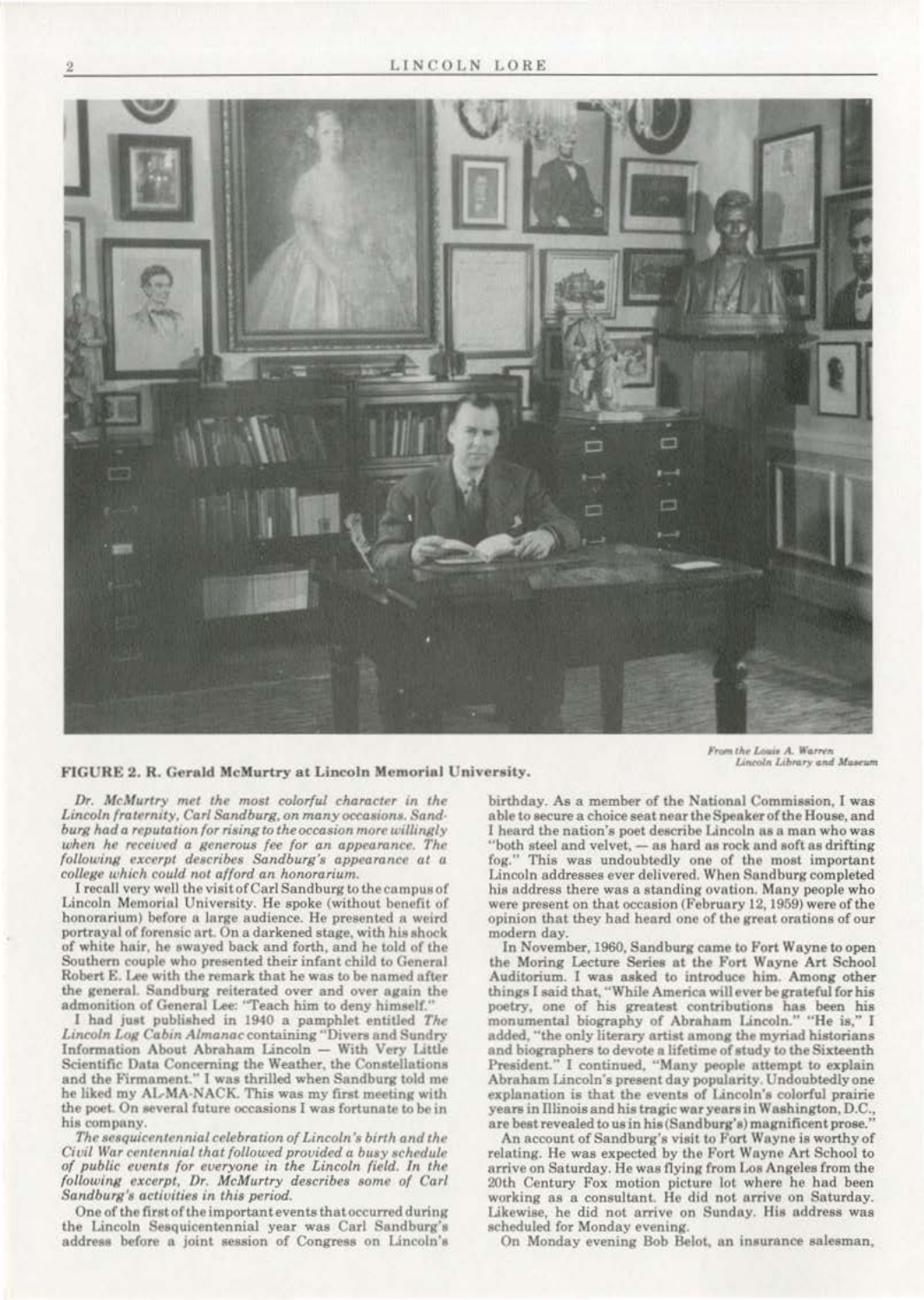**FIGURE 2. R. Gerald McMurtry at Lincoln Memorial University.**

From the Louis A. Warren Lincoln Library and Museum

*Dr. McMurtry met the most colorful character in the Lincoln fraternity, Carl Sandburg, on many occasions. Sandburg had a reputation for rising to the occasion more willingly when he received a generous fee for an appearance. The following excerpt describes Sandburg's appearance at a college which could not afford an honorarium.*

I recall very well the visit of Carl Sandburg to the campus of Lincoln Memorial University. He spoke (without benefit of honorarium) before a large audience. He presented a weird portrayal of forensic art. On a darkened stage, with his shock of white hair, he swayed back and forth, and he told of the Southern couple who presented their infant child to General Robert E. Lee with the remark that he was to be named after the general. Sandburg reiterated over and over again the admonition of General Lee: "Teach him to deny himself."

I had just published in 1940 a pamphlet entitled *The Lincoln Log Cabin Almanac* containing "Divers and Sundry Information About Abraham Lincoln — With Very Little Scientific Data Concerning the Weather, the Constellations and the Firmament." I was thrilled when Sandburg told me he liked my AL-MA-NACK. This was my first meeting with the poet. On several future occasions I was fortunate to be in his company.

*The sesquicentennial celebration of Lincoln's birth and the Civil War centennial that followed provided a busy schedule of public events for everyone in the Lincoln field. In the following excerpt, Dr. McMurtry describes some of Carl Sandburg's activities in this period.*

One of the first of the important events that occurred during the Lincoln Sesquicentennial year was Carl Sandburg's address before a joint session of Congress on Lincoln's birthday. As a member of the National Commission, I was able to secure a choice seat near the Speaker of the House, and I heard the nation's poet describe Lincoln as a man who was "both steel and velvet, — as hard as rock and soft as drifting fog." This was undoubtedly one of the most important Lincoln addresses ever delivered. When Sandburg completed his address there was a standing ovation. Many people who were present on that occasion (February 12, 1959) were of the opinion that they had heard one of the great orations of our modern day.

In November, 1960, Sandburg came to Fort Wayne to open the Moring Lecture Series at the Fort Wayne Art School Auditorium. I was asked to introduce him. Among other things I said that, "While America will ever be grateful for his poetry, one of his greatest contributions has been his monumental biography of Abraham Lincoln." "He is," I added, "the only literary artist among the myriad historians and biographers to devote a lifetime of study to the Sixteenth President." I continued, "Many people attempt to explain Abraham Lincoln's present day popularity. Undoubtedly one explanation is that the events of Lincoln's colorful prairie years in Illinois and his tragic war years in Washington, D.C., are best revealed to us in his (Sandburg's) magnificent prose."

An account of Sandburg's visit to Fort Wayne is worthy of relating. He was expected by the Fort Wayne Art School to arrive on Saturday. He was flying from Los Angeles from the 20th Century Fox motion picture lot where he had been working as a consultant. He did not arrive on Saturday. Likewise, he did not arrive on Sunday. His address was scheduled for Monday evening.

On Monday evening Bob Belot, an insurance salesman,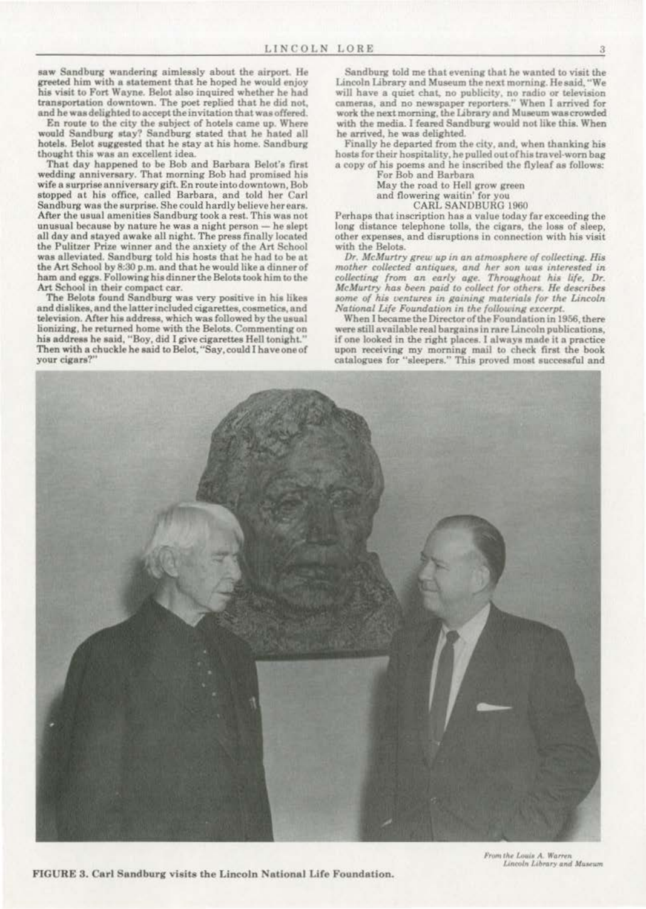saw Sandburg wandering aimlessly about the airport. He greeted him with a statement that he hoped he would enjoy his visit to Fort Wayne. Belot also inquired whether he had transportation downtown. The poet replied that he did not, and he was delighted to accept the invitation that was offered.

En route to the city the subject of hotels came up. Where would Sandburg stay? Sandburg stated that he hated all hotels. Belot suggested that he stay at his home. Sandburg thought this was an excellent idea.

That day happened to be Bob and Barbara Belot's first wedding anniversary. That morning Bob had promised his wife a surprise anniversary gift. En route into downtown, Bob stopped at his office, called Barbara, and told her Carl Sandburg was the surprise. She could hardly believe her ears. After the usual amenities Sandburg took a rest. This was not unusual because by nature he was a night person — he slept all day and stayed awake all night. The press finally located the Pulitzer Prize winner and the anxiety of the Art School was alleviated. Sandburg told his hosts that he had to be at the Art School by 8:30 p.m. and that he would like a dinner of ham and eggs. Following his dinner the Belots took him to the Art School in their compact car.

The Belots found Sandburg was very positive in his likes and dislikes, and the latter included cigarettes, cosmetics, and television. After his address, which was followed by the usual lionizing, he returned home with the Belots. Commenting on his address he said, "Boy, did I give cigarettes Hell tonight." Then with a chuckle he said to Belot, "Say, could I have one of your cigars?"

Sandburg told me that evening that he wanted to visit the Lincoln Library and Museum the next morning. He said, "We will have a quiet chat, no publicity, no radio or television cameras, and no newspaper reporters." When I arrived for work the next morning, the Library and Museum was crowded with the media. I feared Sandburg would not like this. When he arrived, he was delighted.

Finally he departed from the city, and, when thanking his hosts for their hospitality, he pulled out of his travel-worn bag a copy of his poems and he inscribed the flyleaf as follows:

For Bob and Barbara
May the road to Hell grow green
and flowering waitin' for you
CARL SANDBURG 1960

Perhaps that inscription has a value today far exceeding the long distance telephone tolls, the cigars, the loss of sleep, other expenses, and disruptions in connection with his visit with the Belots.

*Dr. McMurtry grew up in an atmosphere of collecting. His mother collected antiques, and her son was interested in collecting from an early age. Throughout his life, Dr. McMurtry has been paid to collect for others. He describes some of his ventures in gaining materials for the Lincoln National Life Foundation in the following excerpt.*

When I became the Director of the Foundation in 1956, there were still available real bargains in rare Lincoln publications, if one looked in the right places. I always made it a practice upon receiving my morning mail to check first the book catalogues for "sleepers." This proved most successful and

*From the Louis A. Warren Lincoln Library and Museum*

**FIGURE 3. Carl Sandburg visits the Lincoln National Life Foundation.**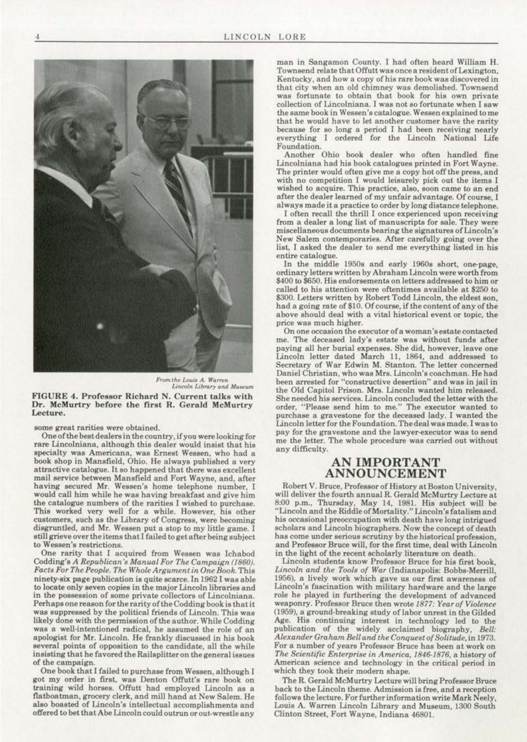From the Louis A. Warren Lincoln Library and Museum

**FIGURE 4. Professor Richard N. Current talks with Dr. McMurtry before the first R. Gerald McMurtry Lecture.**

some great rarities were obtained.

One of the best dealers in the country, if you were looking for rare Lincolniana, although this dealer would insist that his specialty was Americana, was Ernest Wessen, who had a book shop in Mansfield, Ohio. He always published a very attractive catalogue. It so happened that there was excellent mail service between Mansfield and Fort Wayne, and, after having secured Mr. Wessen's home telephone number, I would call him while he was having breakfast and give him the catalogue numbers of the rarities I wished to purchase. This worked very well for a while. However, his other customers, such as the Library of Congress, were becoming disgruntled, and Mr. Wessen put a stop to my little game. I still grieve over the items that I failed to get after being subject to Wessen's restrictions.

One rarity that I acquired from Wessen was Ichabod Codding's *A Republican's Manual For The Campaign (1860). Facts For The People. The Whole Argument in One Book.* This ninety-six page publication is quite scarce. In 1962 I was able to locate only seven copies in the major Lincoln libraries and in the possession of some private collectors of Lincolniana. Perhaps one reason for the rarity of the Codding book is that it was suppressed by the political friends of Lincoln. This was likely done with the permission of the author. While Codding was a well-intentioned radical, he assumed the role of an apologist for Mr. Lincoln. He frankly discussed in his book several points of opposition to the candidate, all the while insisting that he favored the Railsplitter on the general issues of the campaign.

One book that I failed to purchase from Wessen, although I got my order in first, was Denton Offutt's rare book on training wild horses. Offutt had employed Lincoln as a flatboatman, grocery clerk, and mill hand at New Salem. He also boasted of Lincoln's intellectual accomplishments and offered to bet that Abe Lincoln could outrun or out-wrestle any man in Sangamon County. I had often heard William H. Townsend relate that Offutt was once a resident of Lexington, Kentucky, and how a copy of his rare book was discovered in that city when an old chimney was demolished. Townsend was fortunate to obtain that book for his own private collection of Lincolniana. I was not so fortunate when I saw the same book in Wessen's catalogue. Wessen explained to me that he would have to let another customer have the rarity because for so long a period I had been receiving nearly everything I ordered for the Lincoln National Life Foundation.

Another Ohio book dealer who often handled fine Lincolniana had his book catalogues printed in Fort Wayne. The printer would often give me a copy hot off the press, and with no competition I would leisurely pick out the items I wished to acquire. This practice, also, soon came to an end after the dealer learned of my unfair advantage. Of course, I always made it a practice to order by long distance telephone.

I often recall the thrill I once experienced upon receiving from a dealer a long list of manuscripts for sale. They were miscellaneous documents bearing the signatures of Lincoln's New Salem contemporaries. After carefully going over the list, I asked the dealer to send me everything listed in his entire catalogue.

In the middle 1950s and early 1960s short, one-page, ordinary letters written by Abraham Lincoln were worth from $400 to $650. His endorsements on letters addressed to him or called to his attention were oftentimes available at $250 to $300. Letters written by Robert Todd Lincoln, the eldest son, had a going rate of $10. Of course, if the content of any of the above should deal with a vital historical event or topic, the price was much higher.

On one occasion the executor of a woman's estate contacted me. The deceased lady's estate was without funds after paying all her burial expenses. She did, however, leave one Lincoln letter dated March 11, 1864, and addressed to Secretary of War Edwin M. Stanton. The letter concerned Daniel Christian, who was Mrs. Lincoln's coachman. He had been arrested for "constructive desertion" and was in jail in the Old Capitol Prison. Mrs. Lincoln wanted him released. She needed his services. Lincoln concluded the letter with the order, "Please send him to me." The executor wanted to purchase a gravestone for the deceased lady. I wanted the Lincoln letter for the Foundation. The deal was made. I was to pay for the gravestone and the lawyer-executor was to send me the letter. The whole procedure was carried out without any difficulty.

## AN IMPORTANT ANNOUNCEMENT

Robert V. Bruce, Professor of History at Boston University, will deliver the fourth annual R. Gerald McMurtry Lecture at 8:00 p.m., Thursday, May 14, 1981. His subject will be "Lincoln and the Riddle of Mortality." Lincoln's fatalism and his occasional preoccupation with death have long intrigued scholars and Lincoln biographers. Now the concept of death has come under serious scrutiny by the historical profession, and Professor Bruce will, for the first time, deal with Lincoln in the light of the recent scholarly literature on death.

Lincoln students know Professor Bruce for his first book, *Lincoln and the Tools of War* (Indianapolis: Bobbs-Merrill, 1956), a lively work which gave us our first awareness of Lincoln's fascination with military hardware and the large role he played in furthering the development of advanced weaponry. Professor Bruce then wrote *1877: Year of Violence* (1959), a ground-breaking study of labor unrest in the Gilded Age. His continuing interest in technology led to the publication of the widely acclaimed biography, *Bell: Alexander Graham Bell and the Conquest of Solitude*, in 1973. For a number of years Professor Bruce has been at work on *The Scientific Enterprise in America, 1846-1876*, a history of American science and technology in the critical period in which they took their modern shape.

The R. Gerald McMurtry Lecture will bring Professor Bruce back to the Lincoln theme. Admission is free, and a reception follows the lecture. For further information write Mark Neely, Louis A. Warren Lincoln Library and Museum, 1300 South Clinton Street, Fort Wayne, Indiana 46801.